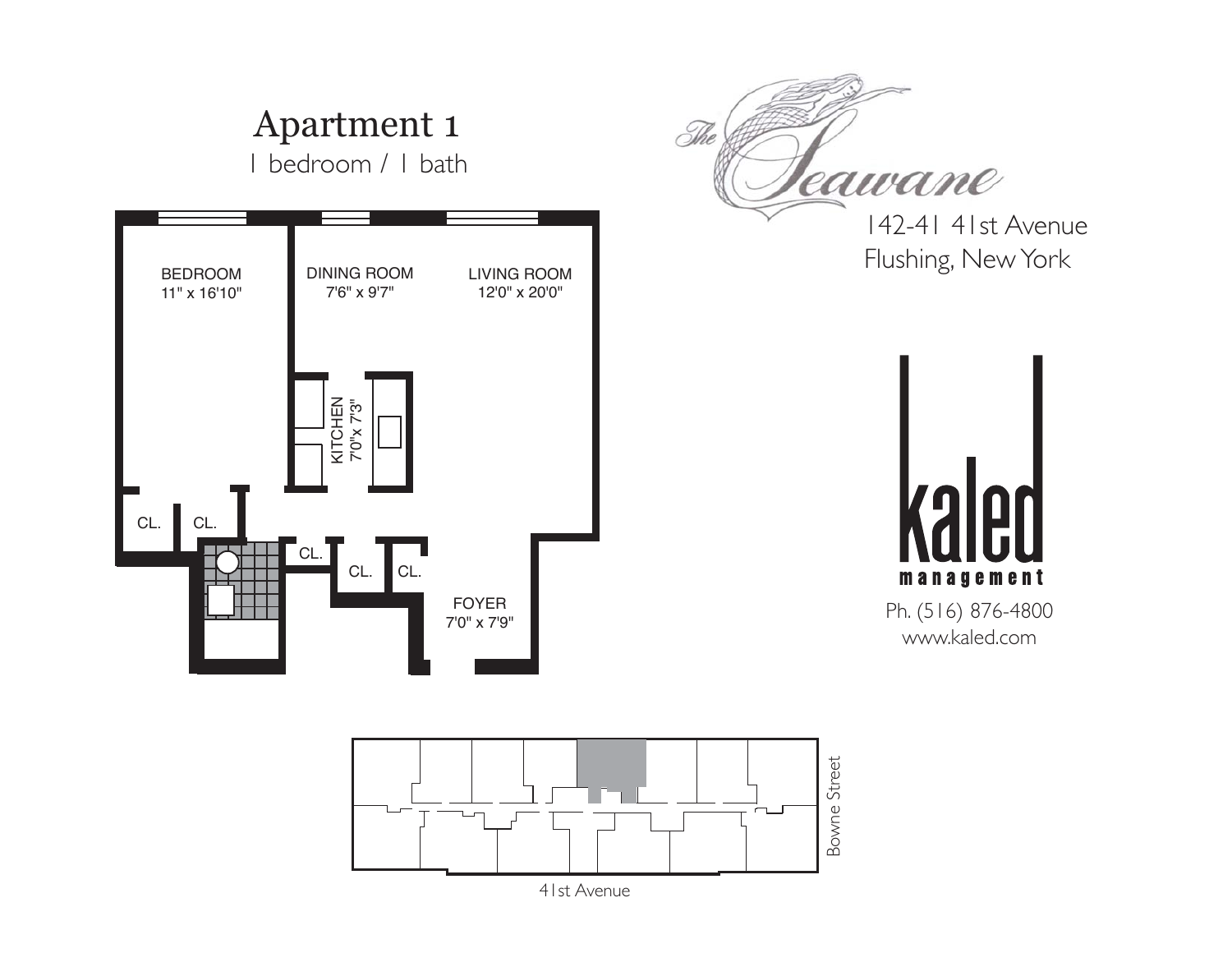# Apartment 1

1 bedroom / 1 bath

BEDROOM
11" x 16'10"

DINING ROOM
7'6" x 9'7"

LIVING ROOM
12'0" x 20'0"

KITCHEN
7'0"x 7'3"

CL.

CL.

CL.

CL.

CL.

FOYER
7'0" x 7'9"

The Seawane

142-41 41st Avenue
Flushing, New York

kaled
management

Ph. (516) 876-4800
www.kaled.com

Bowne Street

41st Avenue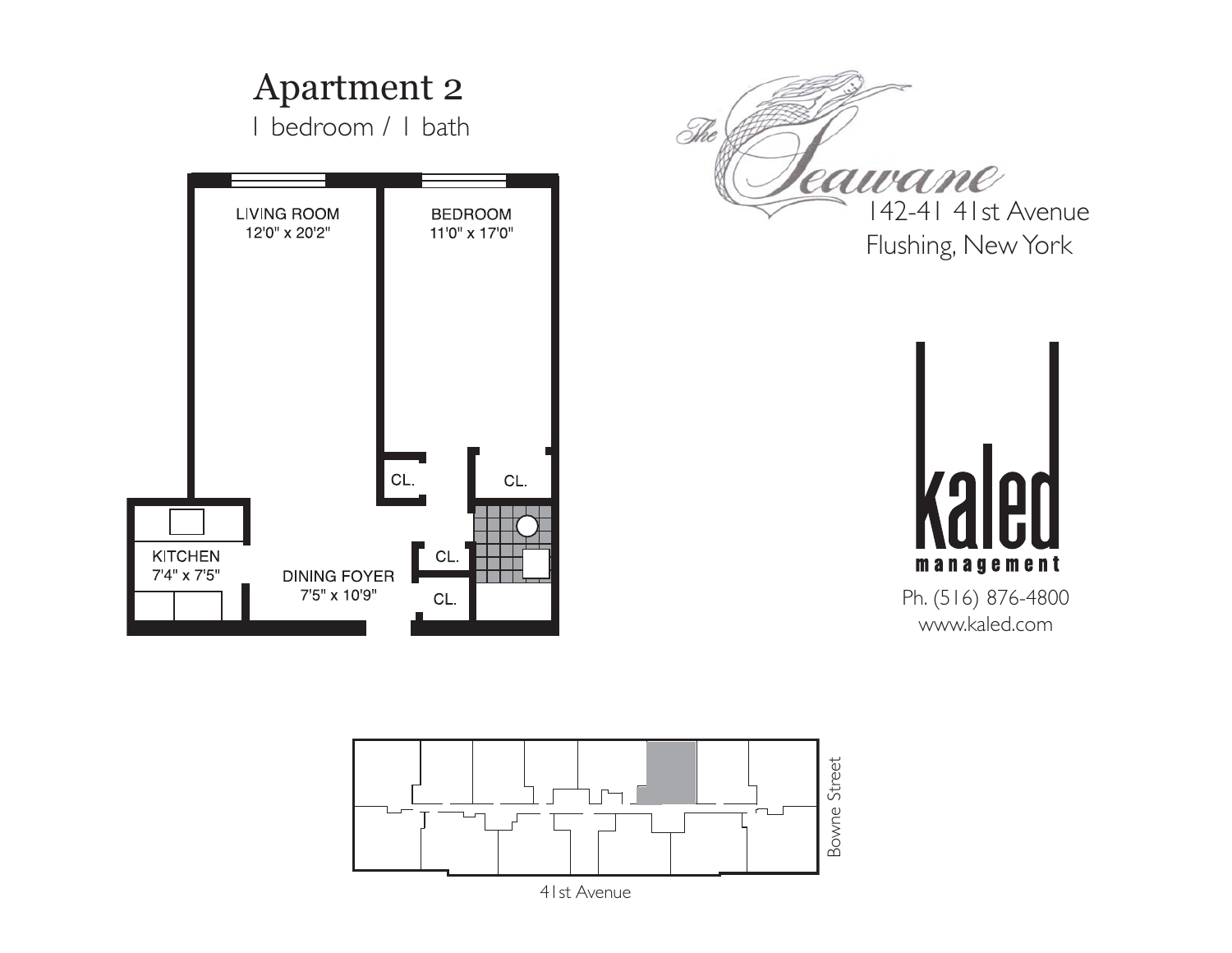# Apartment 2

1 bedroom / 1 bath

LIVING ROOM
12'0" x 20'2"

BEDROOM
11'0" x 17'0"

CL.

CL.

CL.

CL.

KITCHEN
7'4" x 7'5"

DINING FOYER
7'5" x 10'9"

The Seawane

142-41 41st Avenue
Flushing, New York

kaled
management

Ph. (516) 876-4800
www.kaled.com

Bowne Street

41st Avenue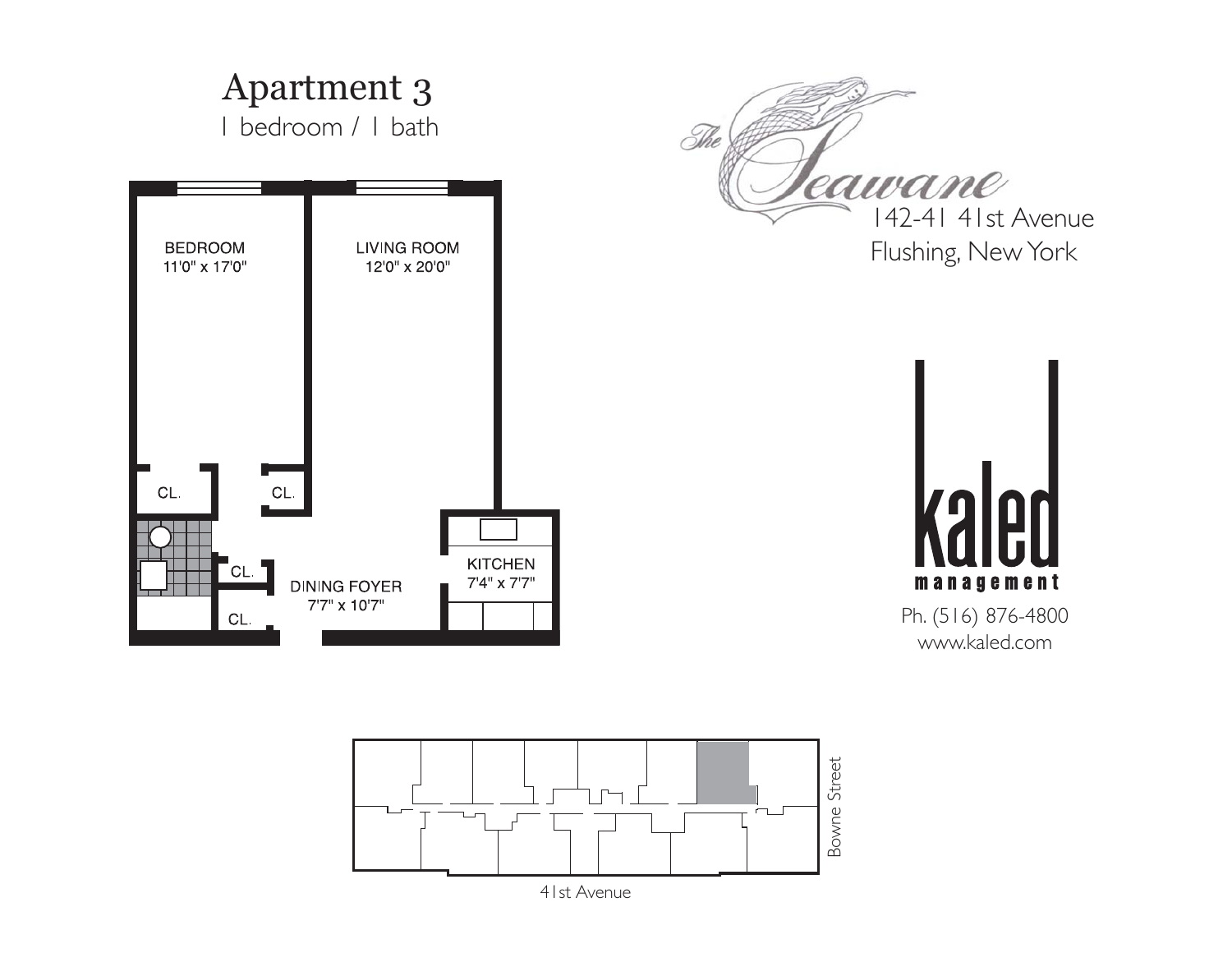# Apartment 3

1 bedroom / 1 bath

BEDROOM
11'0" x 17'0"

LIVING ROOM
12'0" x 20'0"

CL.

CL.

CL.

CL.

DINING FOYER
7'7" x 10'7"

KITCHEN
7'4" x 7'7"

The Seawane

142-41 41st Avenue
Flushing, New York

kaled management

Ph. (516) 876-4800
www.kaled.com

Bowne Street

41st Avenue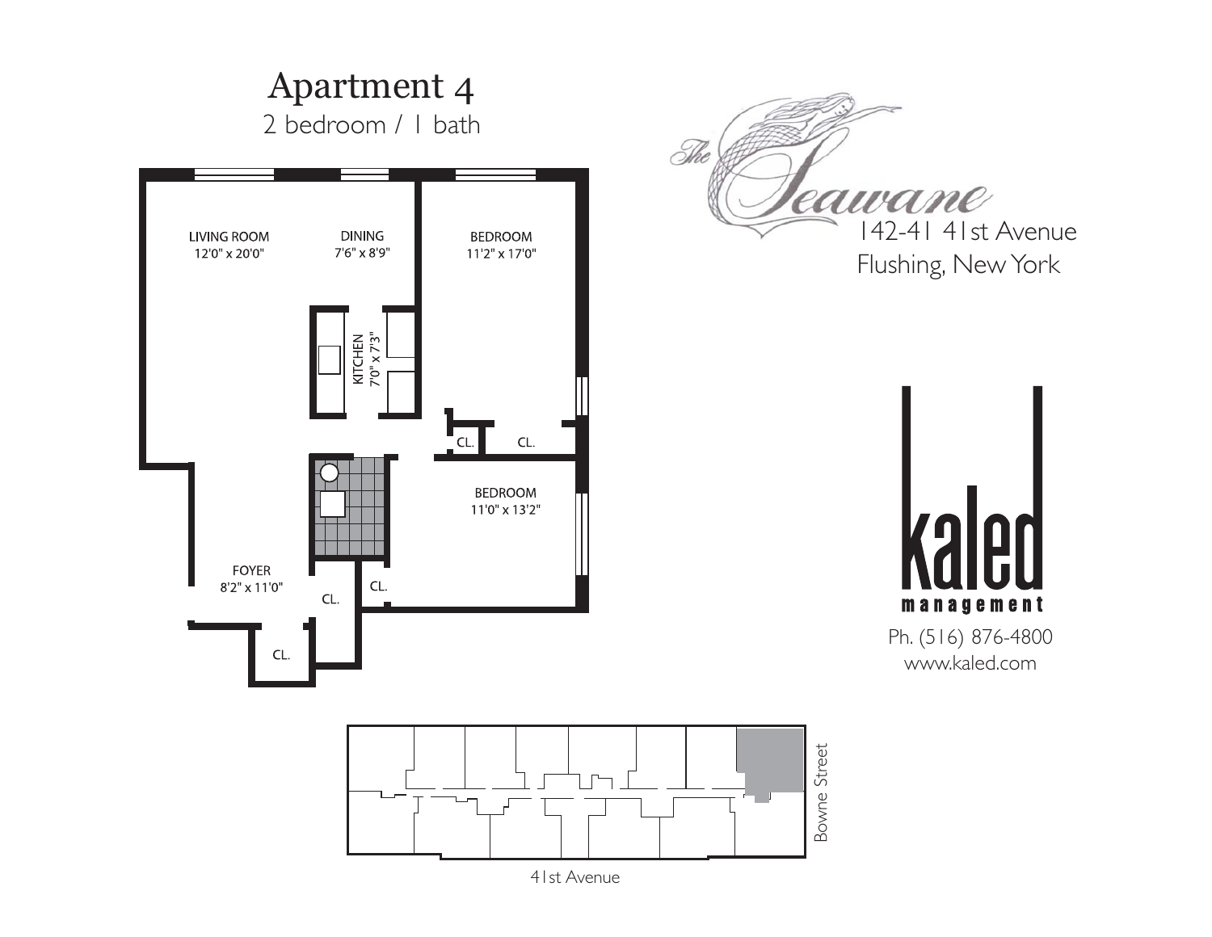# Apartment 4

2 bedroom / 1 bath

LIVING ROOM
12'0" x 20'0"

DINING
7'6" x 8'9"

BEDROOM
11'2" x 17'0"

KITCHEN
7'0" x 7'3"

CL.

CL.

BEDROOM
11'0" x 13'2"

FOYER
8'2" x 11'0"

CL.

CL.

CL.

The Seawane

142-41 41st Avenue
Flushing, New York

kaled
management

Ph. (516) 876-4800
www.kaled.com

Bowne Street

41st Avenue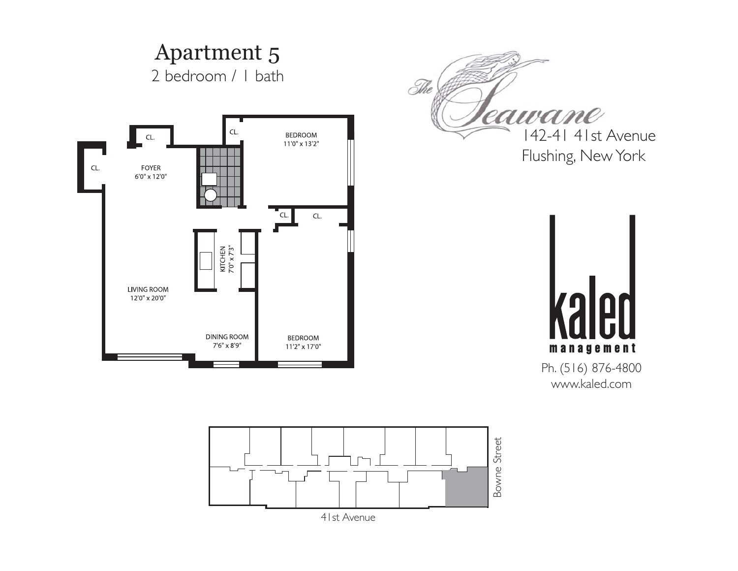# Apartment 5

2 bedroom / 1 bath

CL.

CL.

CL.

FOYER
6'0" x 12'0"

BEDROOM
11'0" x 13'2"

CL.

CL.

KITCHEN
7'0" x 7'3"

LIVING ROOM
12'0" x 20'0"

DINING ROOM
7'6" x 8'9"

BEDROOM
11'2" x 17'0"

The Seawane

142-41 41st Avenue
Flushing, New York

kaled management

Ph. (516) 876-4800
www.kaled.com

Bowne Street

41st Avenue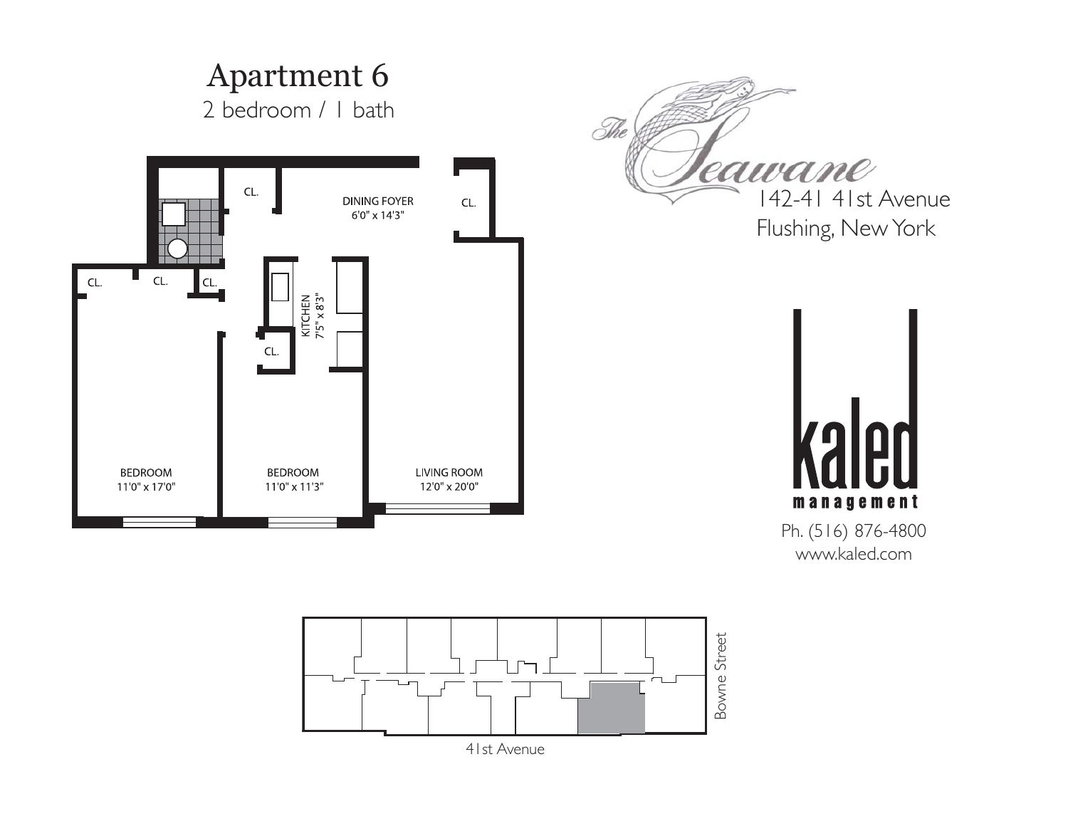# Apartment 6

2 bedroom / 1 bath

CL.

DINING FOYER
6'0" x 14'3"

CL.

CL.

CL.

CL.

KITCHEN
7'5" x 8'3"

CL.

BEDROOM
11'0" x 17'0"

BEDROOM
11'0" x 11'3"

LIVING ROOM
12'0" x 20'0"

The Seawane

142-41 41st Avenue
Flushing, New York

kaled management

Ph. (516) 876-4800
www.kaled.com

Bowne Street

41st Avenue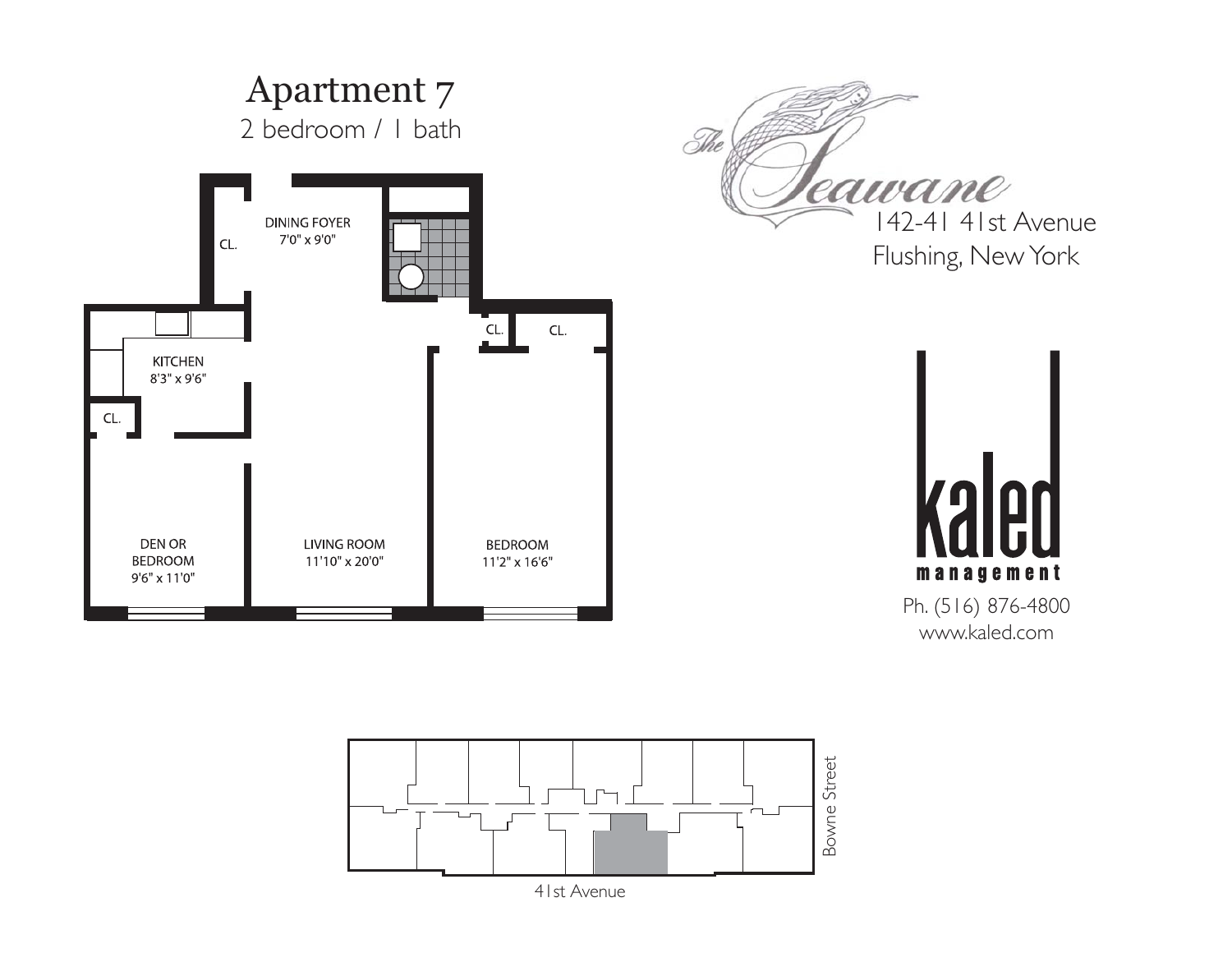# Apartment 7

2 bedroom / 1 bath

DINING FOYER
7'0" x 9'0"

CL.

KITCHEN
8'3" x 9'6"

CL.

CL.

CL.

DEN OR BEDROOM
9'6" x 11'0"

LIVING ROOM
11'10" x 20'0"

BEDROOM
11'2" x 16'6"

The Seawane

142-41 41st Avenue
Flushing, New York

kaled management

Ph. (516) 876-4800
www.kaled.com

Bowne Street

41st Avenue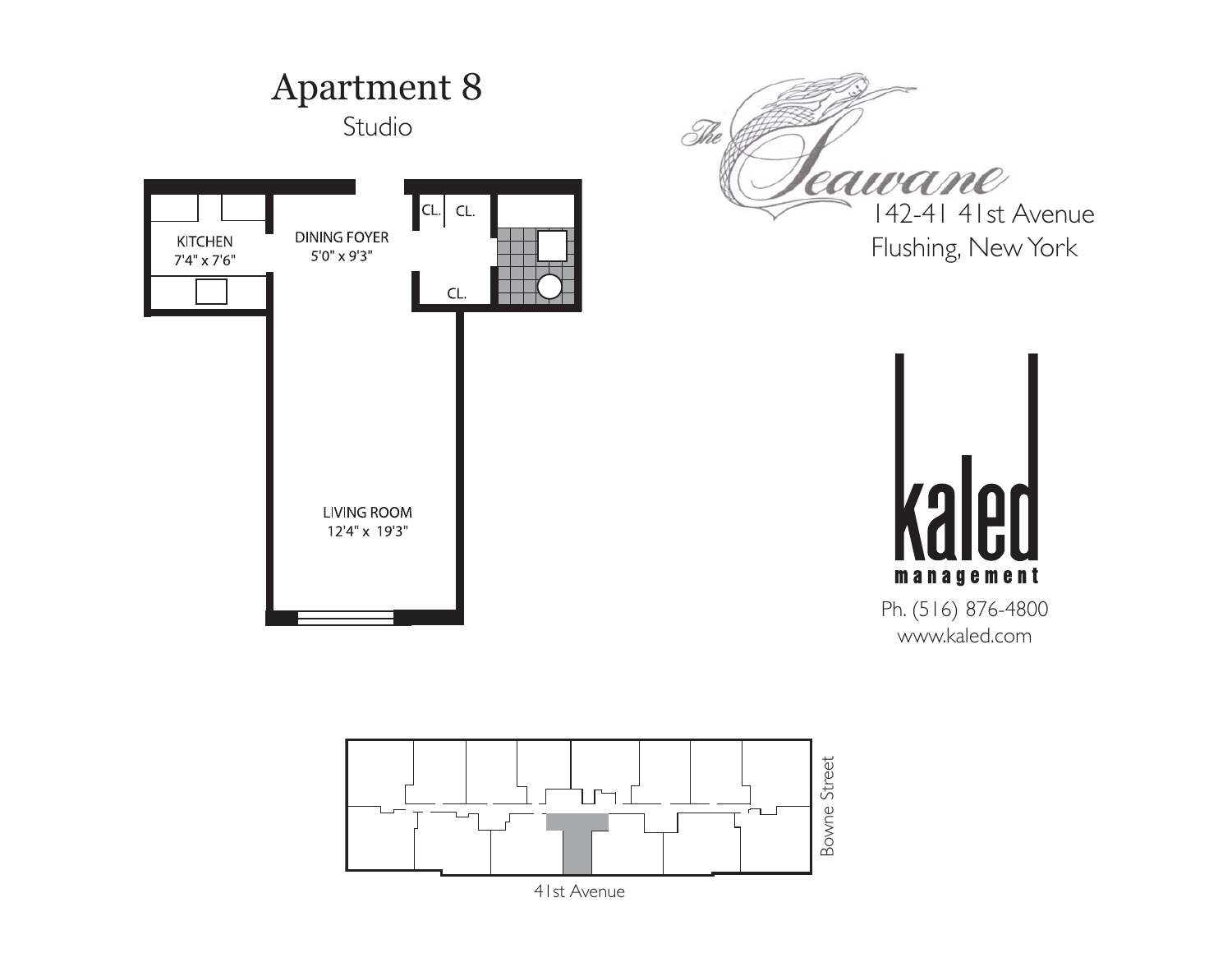# Apartment 8

Studio

KITCHEN
7'4" x 7'6"

DINING FOYER
5'0" x 9'3"

CL. CL.

CL.

LIVING ROOM
12'4" x 19'3"

*The Seawane*

142-41 41st Avenue
Flushing, New York

kaled
management

Ph. (516) 876-4800
www.kaled.com

Bowne Street

41st Avenue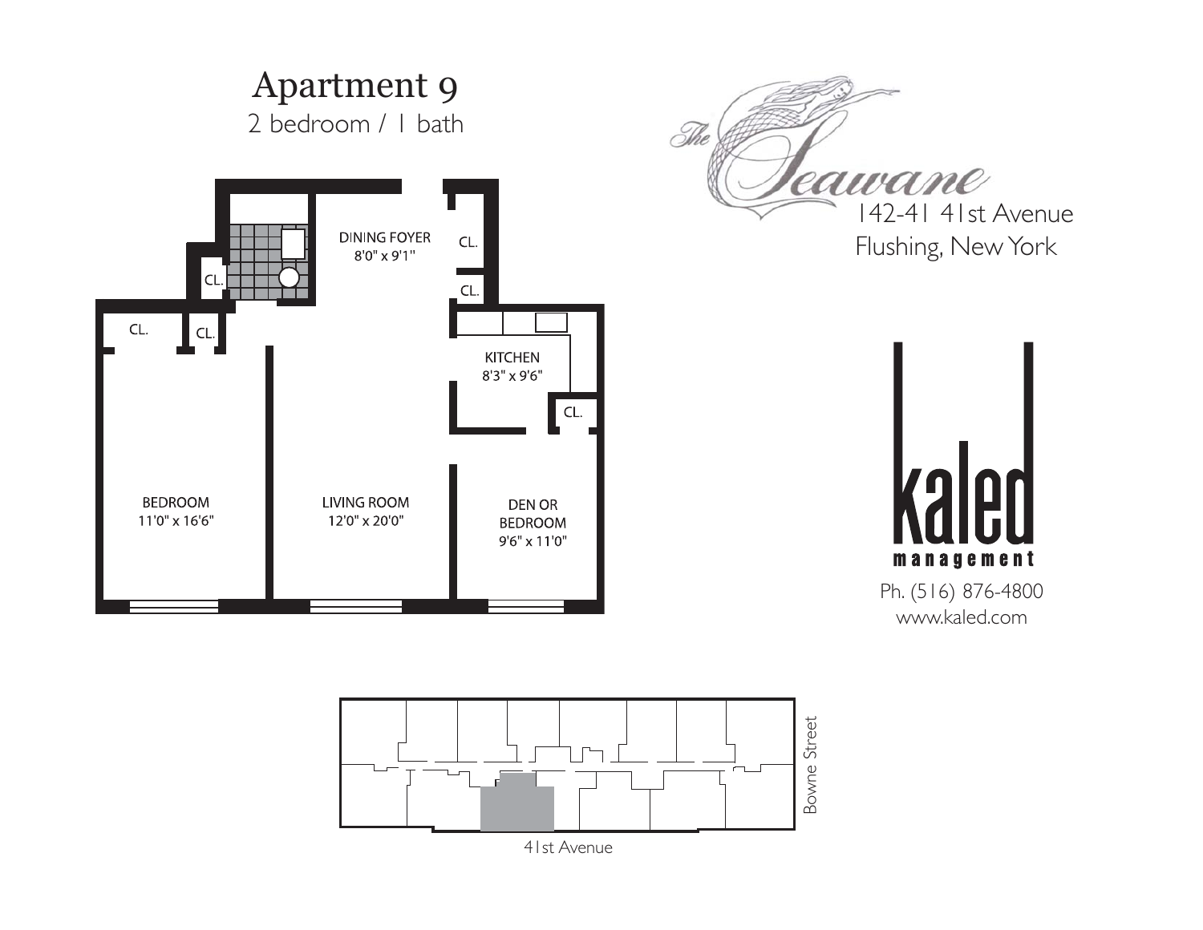# Apartment 9

2 bedroom / 1 bath

DINING FOYER
8'0" x 9'1"

CL.

CL.

CL.

CL.

CL.

KITCHEN
8'3" x 9'6"

CL.

BEDROOM
11'0" x 16'6"

LIVING ROOM
12'0" x 20'0"

DEN OR
BEDROOM
9'6" x 11'0"

The Seawane

142-41 41st Avenue
Flushing, New York

kaled
management

Ph. (516) 876-4800
www.kaled.com

Bowne Street

41st Avenue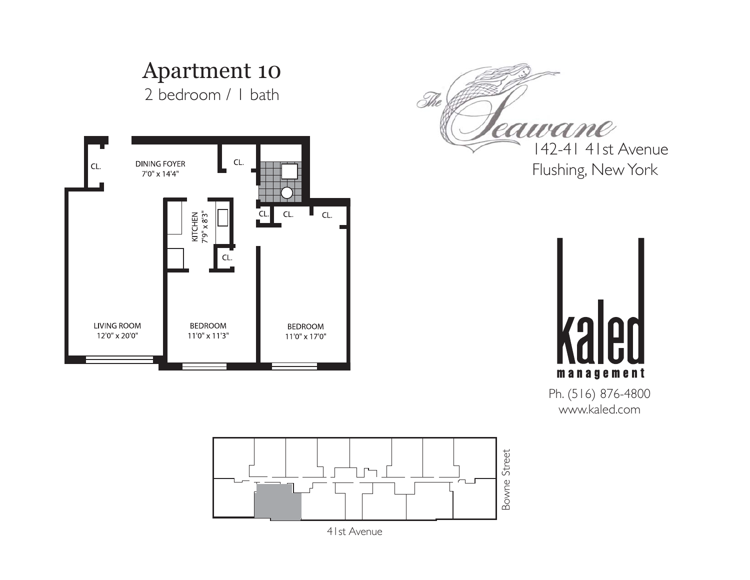# Apartment 10

2 bedroom / 1 bath

CL.

DINING FOYER
7'0" x 14'4"

CL.

KITCHEN
7'9" x 8'3"

CL.

CL.

CL.

CL.

LIVING ROOM
12'0" x 20'0"

BEDROOM
11'0" x 11'3"

BEDROOM
11'0" x 17'0"

The Seawane

142-41 41st Avenue
Flushing, New York

kaled management

Ph. (516) 876-4800
www.kaled.com

Bowne Street

41st Avenue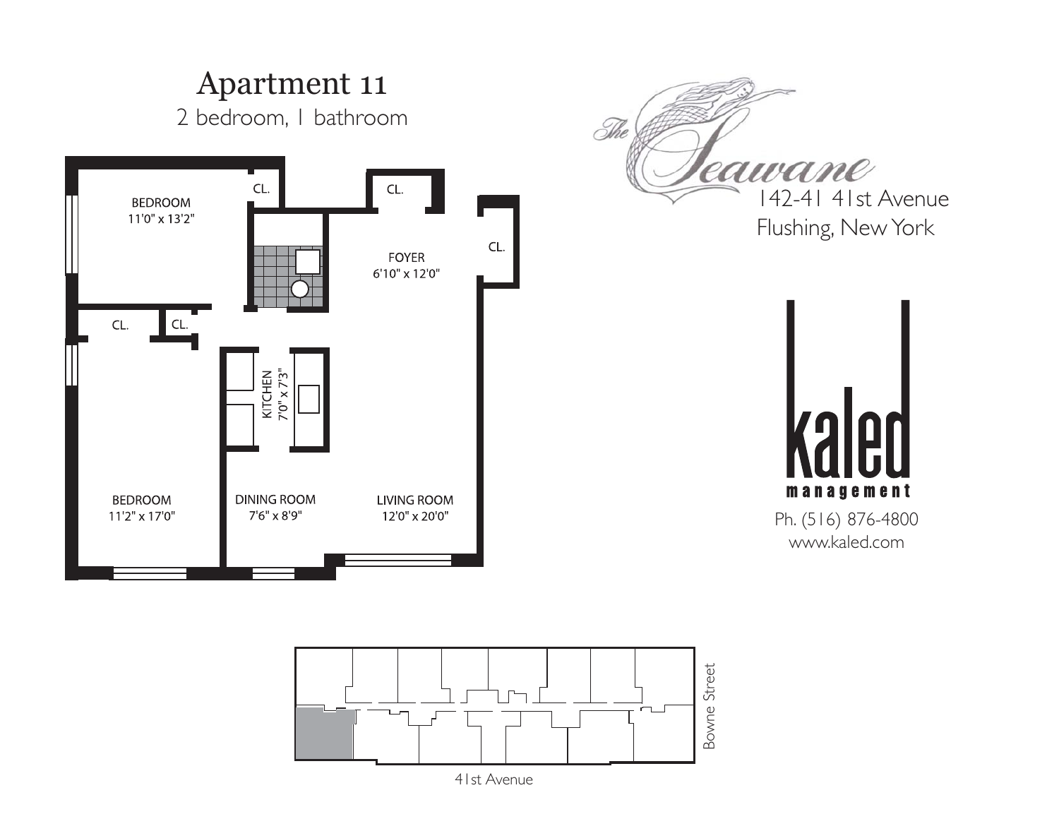# Apartment 11

2 bedroom, 1 bathroom

BEDROOM
11'0" x 13'2"

CL.

CL.

CL.

FOYER
6'10" x 12'0"

CL.

CL.

KITCHEN
7'0" x 7'3"

BEDROOM
11'2" x 17'0"

DINING ROOM
7'6" x 8'9"

LIVING ROOM
12'0" x 20'0"

The Seawane

142-41 41st Avenue
Flushing, New York

kaled management

Ph. (516) 876-4800
www.kaled.com

Bowne Street

41st Avenue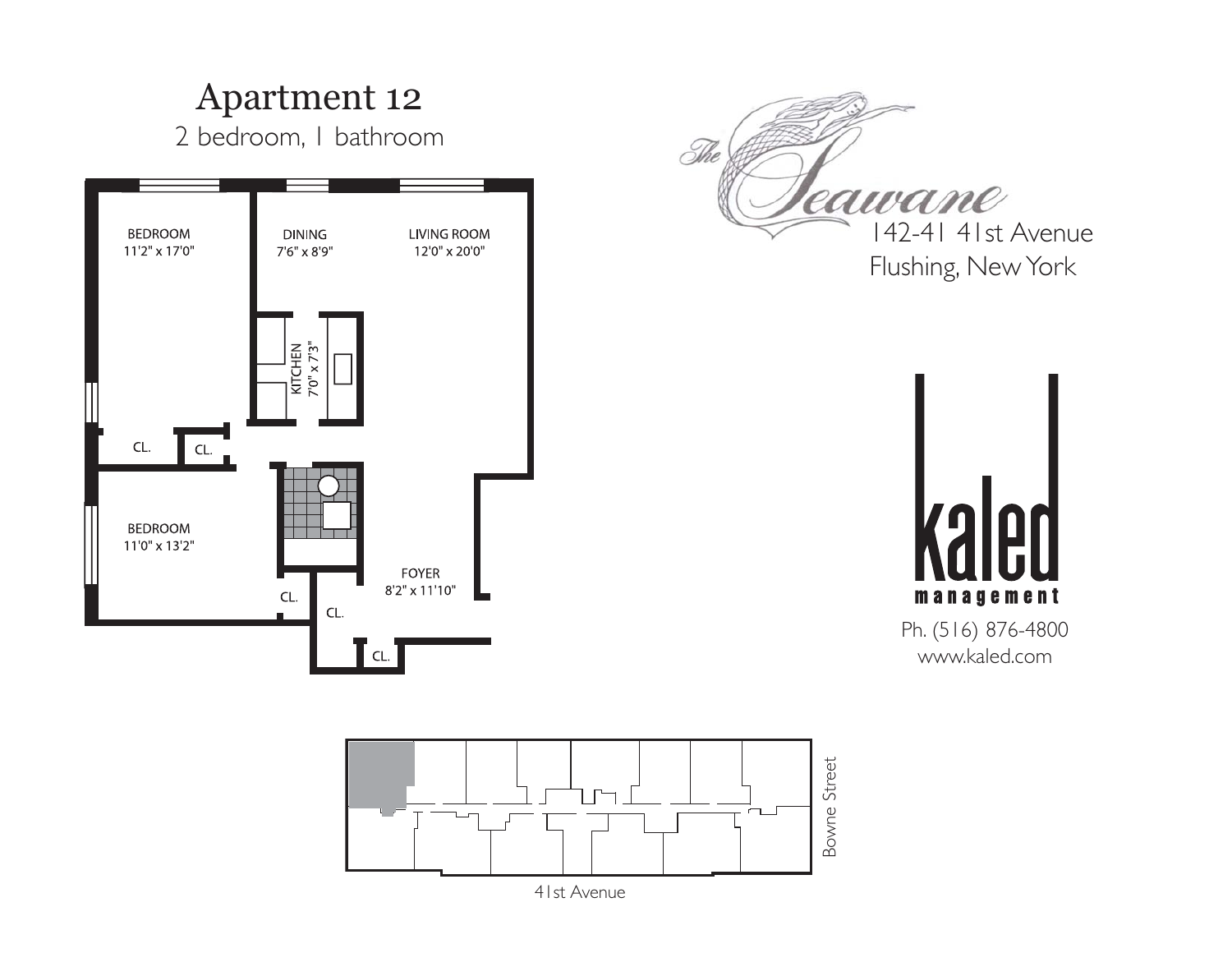# Apartment 12

2 bedroom, 1 bathroom

BEDROOM
11'2" x 17'0"

DINING
7'6" x 8'9"

LIVING ROOM
12'0" x 20'0"

KITCHEN
7'0" x 7'3"

CL.

CL.

BEDROOM
11'0" x 13'2"

FOYER
8'2" x 11'10"

CL.

CL.

CL.

The Seawane

142-41 41st Avenue
Flushing, New York

kaled management

Ph. (516) 876-4800
www.kaled.com

Bowne Street

41st Avenue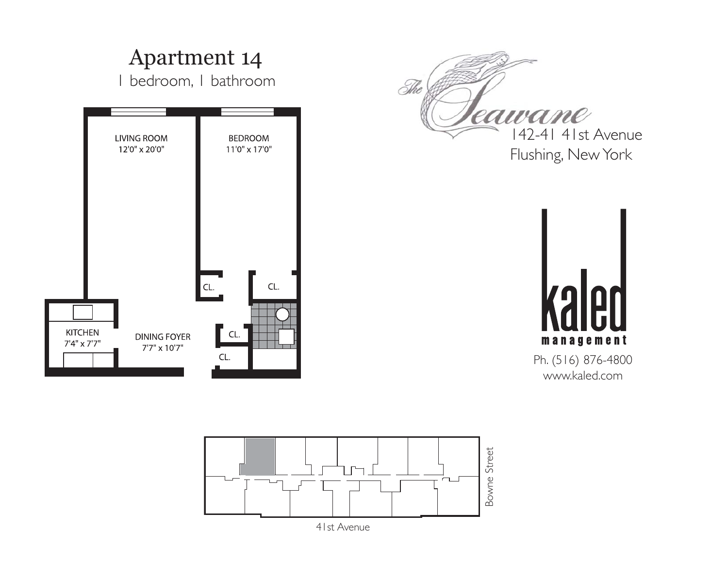# Apartment 14

1 bedroom, 1 bathroom

LIVING ROOM
12'0" x 20'0"

BEDROOM
11'0" x 17'0"

CL.

CL.

CL.

CL.

KITCHEN
7'4" x 7'7"

DINING FOYER
7'7" x 10'7"

The Seawane

142-41 41st Avenue
Flushing, New York

kaled
management

Ph. (516) 876-4800
www.kaled.com

Bowne Street

41st Avenue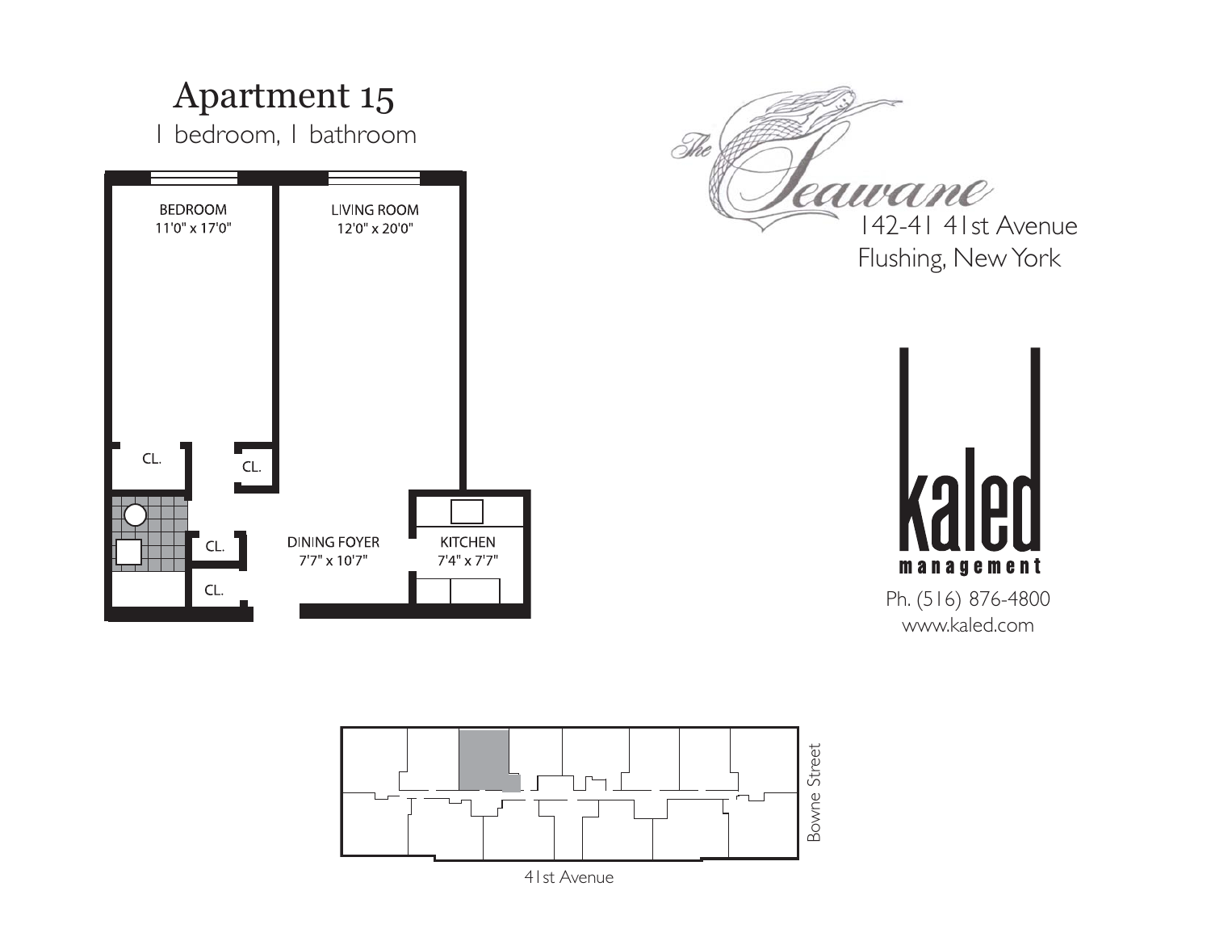# Apartment 15

1 bedroom, 1 bathroom

BEDROOM
11'0" x 17'0"

LIVING ROOM
12'0" x 20'0"

CL.

CL.

CL.

CL.

DINING FOYER
7'7" x 10'7"

KITCHEN
7'4" x 7'7"

The Seawane
142-41 41st Avenue
Flushing, New York

kaled management
Ph. (516) 876-4800
www.kaled.com

Bowne Street

41st Avenue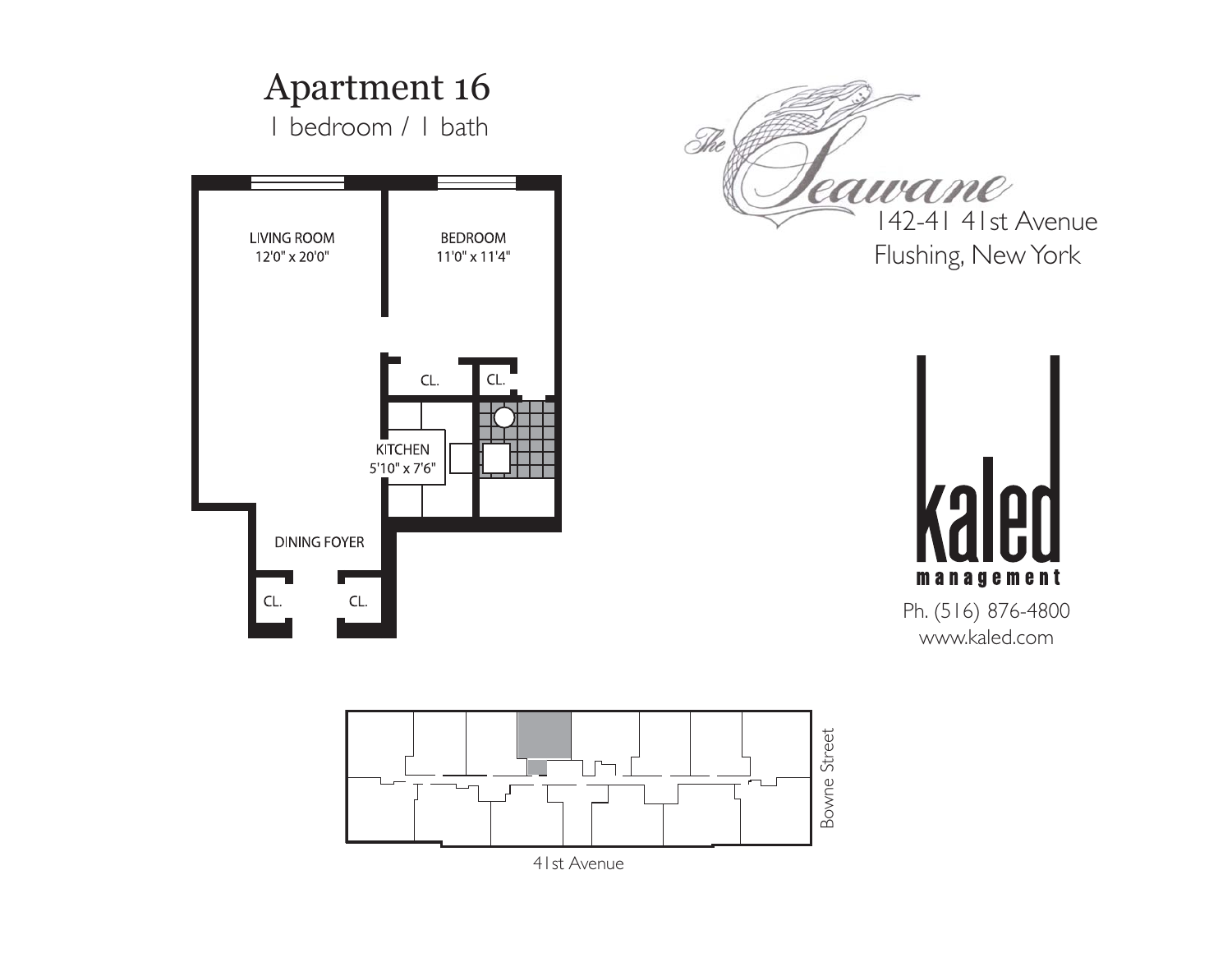# Apartment 16

1 bedroom / 1 bath

LIVING ROOM
12'0" x 20'0"

BEDROOM
11'0" x 11'4"

CL.

CL.

KITCHEN
5'10" x 7'6"

DINING FOYER

CL.

CL.

The Seawane

142-41 41st Avenue
Flushing, New York

kaled
management

Ph. (516) 876-4800
www.kaled.com

Bowne Street

41st Avenue